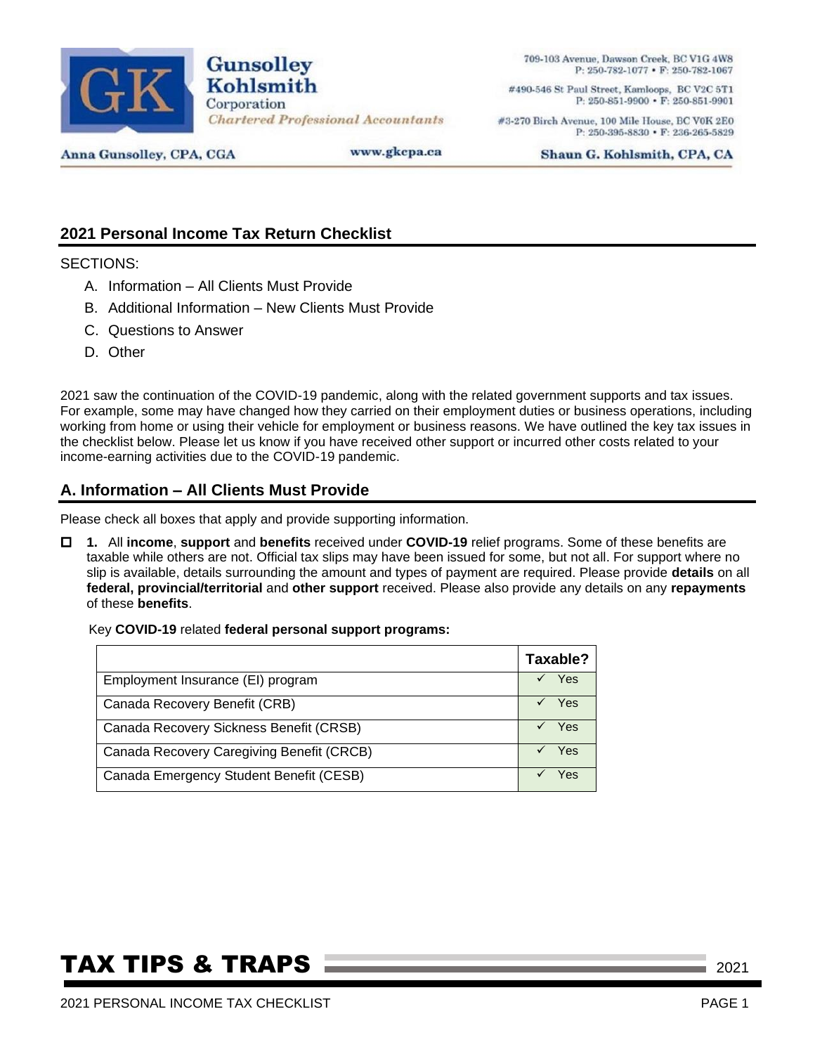Gunsolley Kohlsmith Corporation
*Chartered Professional Accountants*

709-103 Avenue, Dawson Creek, BC V1G 4W8
P: 250-782-1077 • F: 250-782-1067

#490-546 St Paul Street, Kamloops, BC V2C 5T1
P: 250-851-9900 • F: 250-851-9901

#3-270 Birch Avenue, 100 Mile House, BC V0K 2E0
P: 250-395-8830 • F: 236-265-5829

Anna Gunsolley, CPA, CGA | www.gkcpa.ca | Shaun G. Kohlsmith, CPA, CA

## 2021 Personal Income Tax Return Checklist

SECTIONS:

A. Information – All Clients Must Provide
B. Additional Information – New Clients Must Provide
C. Questions to Answer
D. Other

2021 saw the continuation of the COVID-19 pandemic, along with the related government supports and tax issues. For example, some may have changed how they carried on their employment duties or business operations, including working from home or using their vehicle for employment or business reasons. We have outlined the key tax issues in the checklist below. Please let us know if you have received other support or incurred other costs related to your income-earning activities due to the COVID-19 pandemic.

## A. Information – All Clients Must Provide

Please check all boxes that apply and provide supporting information.

☐ **1.** All **income**, **support** and **benefits** received under **COVID-19** relief programs. Some of these benefits are taxable while others are not. Official tax slips may have been issued for some, but not all. For support where no slip is available, details surrounding the amount and types of payment are required. Please provide **details** on all **federal, provincial/territorial** and **other support** received. Please also provide any details on any **repayments** of these **benefits**.

Key **COVID-19** related **federal personal support programs:**

| | **Taxable?** |
|---|---|
| Employment Insurance (EI) program | ✓ Yes |
| Canada Recovery Benefit (CRB) | ✓ Yes |
| Canada Recovery Sickness Benefit (CRSB) | ✓ Yes |
| Canada Recovery Caregiving Benefit (CRCB) | ✓ Yes |
| Canada Emergency Student Benefit (CESB) | ✓ Yes |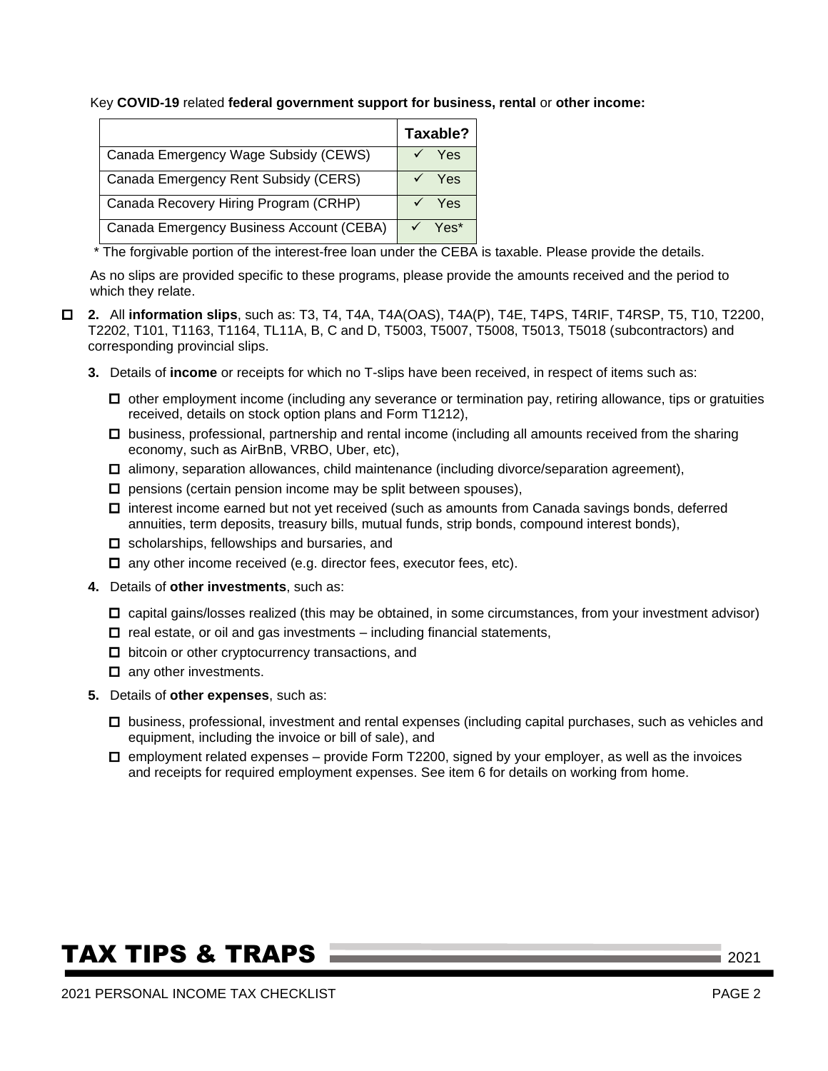Key **COVID-19** related **federal government support for business, rental** or **other income:**

| | Taxable? |
|---|---|
| Canada Emergency Wage Subsidy (CEWS) | ✓ Yes |
| Canada Emergency Rent Subsidy (CERS) | ✓ Yes |
| Canada Recovery Hiring Program (CRHP) | ✓ Yes |
| Canada Emergency Business Account (CEBA) | ✓ Yes* |

\* The forgivable portion of the interest-free loan under the CEBA is taxable. Please provide the details.

As no slips are provided specific to these programs, please provide the amounts received and the period to which they relate.

- ☐ **2.** All **information slips**, such as: T3, T4, T4A, T4A(OAS), T4A(P), T4E, T4PS, T4RIF, T4RSP, T5, T10, T2200, T2202, T101, T1163, T1164, TL11A, B, C and D, T5003, T5007, T5008, T5013, T5018 (subcontractors) and corresponding provincial slips.

**3.** Details of **income** or receipts for which no T-slips have been received, in respect of items such as:

- ☐ other employment income (including any severance or termination pay, retiring allowance, tips or gratuities received, details on stock option plans and Form T1212),
- ☐ business, professional, partnership and rental income (including all amounts received from the sharing economy, such as AirBnB, VRBO, Uber, etc),
- ☐ alimony, separation allowances, child maintenance (including divorce/separation agreement),
- ☐ pensions (certain pension income may be split between spouses),
- ☐ interest income earned but not yet received (such as amounts from Canada savings bonds, deferred annuities, term deposits, treasury bills, mutual funds, strip bonds, compound interest bonds),
- ☐ scholarships, fellowships and bursaries, and
- ☐ any other income received (e.g. director fees, executor fees, etc).

**4.** Details of **other investments**, such as:

- ☐ capital gains/losses realized (this may be obtained, in some circumstances, from your investment advisor)
- ☐ real estate, or oil and gas investments – including financial statements,
- ☐ bitcoin or other cryptocurrency transactions, and
- ☐ any other investments.

**5.** Details of **other expenses**, such as:

- ☐ business, professional, investment and rental expenses (including capital purchases, such as vehicles and equipment, including the invoice or bill of sale), and
- ☐ employment related expenses – provide Form T2200, signed by your employer, as well as the invoices and receipts for required employment expenses. See item 6 for details on working from home.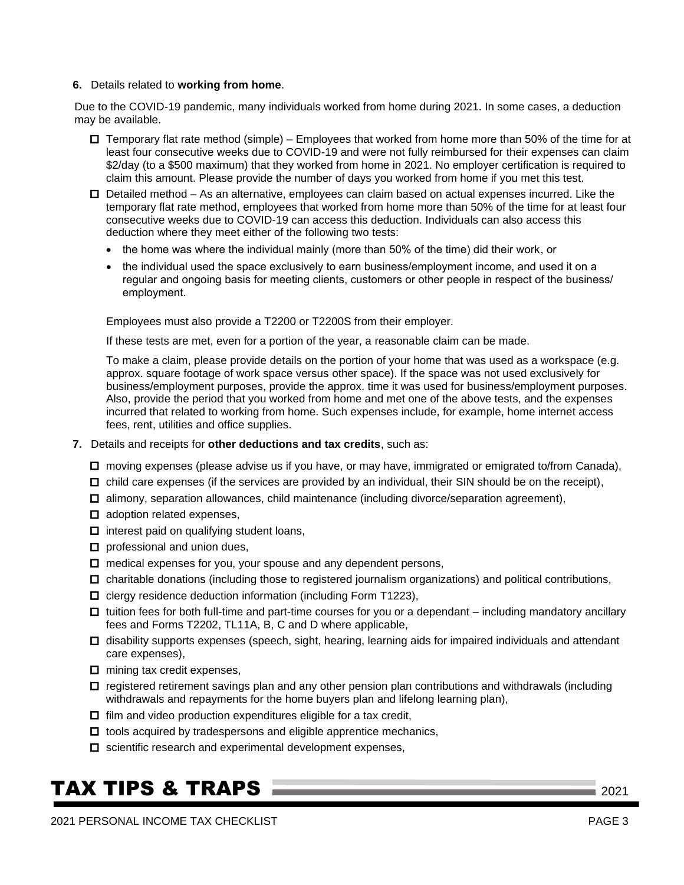**6.** Details related to **working from home**.

Due to the COVID-19 pandemic, many individuals worked from home during 2021. In some cases, a deduction may be available.

- ☐ Temporary flat rate method (simple) – Employees that worked from home more than 50% of the time for at least four consecutive weeks due to COVID-19 and were not fully reimbursed for their expenses can claim $2/day (to a $500 maximum) that they worked from home in 2021. No employer certification is required to claim this amount. Please provide the number of days you worked from home if you met this test.
- ☐ Detailed method – As an alternative, employees can claim based on actual expenses incurred. Like the temporary flat rate method, employees that worked from home more than 50% of the time for at least four consecutive weeks due to COVID-19 can access this deduction. Individuals can also access this deduction where they meet either of the following two tests:
  - the home was where the individual mainly (more than 50% of the time) did their work, or
  - the individual used the space exclusively to earn business/employment income, and used it on a regular and ongoing basis for meeting clients, customers or other people in respect of the business/ employment.

  Employees must also provide a T2200 or T2200S from their employer.

  If these tests are met, even for a portion of the year, a reasonable claim can be made.

  To make a claim, please provide details on the portion of your home that was used as a workspace (e.g. approx. square footage of work space versus other space). If the space was not used exclusively for business/employment purposes, provide the approx. time it was used for business/employment purposes. Also, provide the period that you worked from home and met one of the above tests, and the expenses incurred that related to working from home. Such expenses include, for example, home internet access fees, rent, utilities and office supplies.

**7.** Details and receipts for **other deductions and tax credits**, such as:

- ☐ moving expenses (please advise us if you have, or may have, immigrated or emigrated to/from Canada),
- ☐ child care expenses (if the services are provided by an individual, their SIN should be on the receipt),
- ☐ alimony, separation allowances, child maintenance (including divorce/separation agreement),
- ☐ adoption related expenses,
- ☐ interest paid on qualifying student loans,
- ☐ professional and union dues,
- ☐ medical expenses for you, your spouse and any dependent persons,
- ☐ charitable donations (including those to registered journalism organizations) and political contributions,
- ☐ clergy residence deduction information (including Form T1223),
- ☐ tuition fees for both full-time and part-time courses for you or a dependant – including mandatory ancillary fees and Forms T2202, TL11A, B, C and D where applicable,
- ☐ disability supports expenses (speech, sight, hearing, learning aids for impaired individuals and attendant care expenses),
- ☐ mining tax credit expenses,
- ☐ registered retirement savings plan and any other pension plan contributions and withdrawals (including withdrawals and repayments for the home buyers plan and lifelong learning plan),
- ☐ film and video production expenditures eligible for a tax credit,
- ☐ tools acquired by tradespersons and eligible apprentice mechanics,
- ☐ scientific research and experimental development expenses,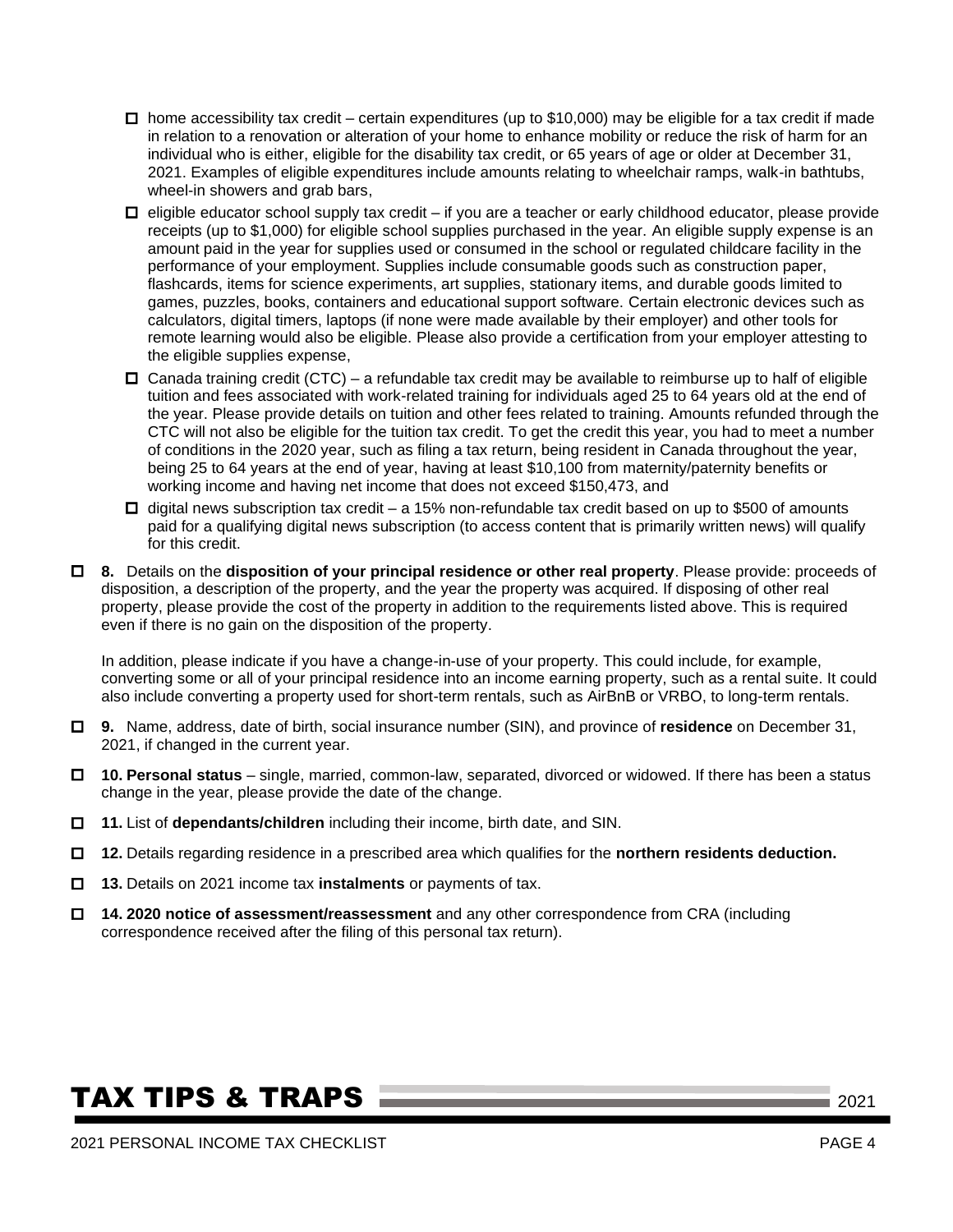- ☐ home accessibility tax credit – certain expenditures (up to $10,000) may be eligible for a tax credit if made in relation to a renovation or alteration of your home to enhance mobility or reduce the risk of harm for an individual who is either, eligible for the disability tax credit, or 65 years of age or older at December 31, 2021. Examples of eligible expenditures include amounts relating to wheelchair ramps, walk-in bathtubs, wheel-in showers and grab bars,
- ☐ eligible educator school supply tax credit – if you are a teacher or early childhood educator, please provide receipts (up to $1,000) for eligible school supplies purchased in the year. An eligible supply expense is an amount paid in the year for supplies used or consumed in the school or regulated childcare facility in the performance of your employment. Supplies include consumable goods such as construction paper, flashcards, items for science experiments, art supplies, stationary items, and durable goods limited to games, puzzles, books, containers and educational support software. Certain electronic devices such as calculators, digital timers, laptops (if none were made available by their employer) and other tools for remote learning would also be eligible. Please also provide a certification from your employer attesting to the eligible supplies expense,
- ☐ Canada training credit (CTC) – a refundable tax credit may be available to reimburse up to half of eligible tuition and fees associated with work-related training for individuals aged 25 to 64 years old at the end of the year. Please provide details on tuition and other fees related to training. Amounts refunded through the CTC will not also be eligible for the tuition tax credit. To get the credit this year, you had to meet a number of conditions in the 2020 year, such as filing a tax return, being resident in Canada throughout the year, being 25 to 64 years at the end of year, having at least $10,100 from maternity/paternity benefits or working income and having net income that does not exceed $150,473, and
- ☐ digital news subscription tax credit – a 15% non-refundable tax credit based on up to $500 of amounts paid for a qualifying digital news subscription (to access content that is primarily written news) will qualify for this credit.

☐ **8.** Details on the **disposition of your principal residence or other real property**. Please provide: proceeds of disposition, a description of the property, and the year the property was acquired. If disposing of other real property, please provide the cost of the property in addition to the requirements listed above. This is required even if there is no gain on the disposition of the property.

In addition, please indicate if you have a change-in-use of your property. This could include, for example, converting some or all of your principal residence into an income earning property, such as a rental suite. It could also include converting a property used for short-term rentals, such as AirBnB or VRBO, to long-term rentals.

☐ **9.** Name, address, date of birth, social insurance number (SIN), and province of **residence** on December 31, 2021, if changed in the current year.

☐ **10. Personal status** – single, married, common-law, separated, divorced or widowed. If there has been a status change in the year, please provide the date of the change.

☐ **11.** List of **dependants/children** including their income, birth date, and SIN.

☐ **12.** Details regarding residence in a prescribed area which qualifies for the **northern residents deduction.**

☐ **13.** Details on 2021 income tax **instalments** or payments of tax.

☐ **14. 2020 notice of assessment/reassessment** and any other correspondence from CRA (including correspondence received after the filing of this personal tax return).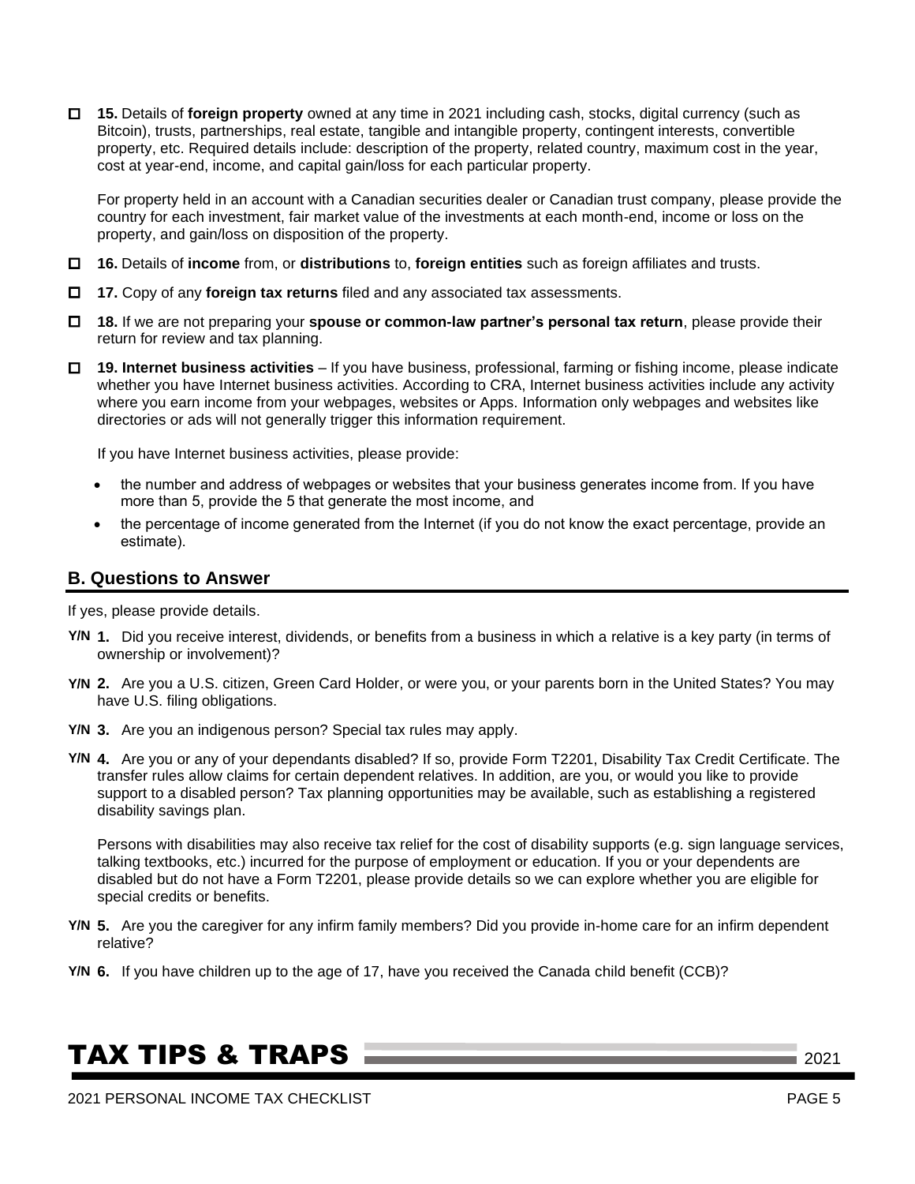☐ **15.** Details of **foreign property** owned at any time in 2021 including cash, stocks, digital currency (such as Bitcoin), trusts, partnerships, real estate, tangible and intangible property, contingent interests, convertible property, etc. Required details include: description of the property, related country, maximum cost in the year, cost at year-end, income, and capital gain/loss for each particular property.

For property held in an account with a Canadian securities dealer or Canadian trust company, please provide the country for each investment, fair market value of the investments at each month-end, income or loss on the property, and gain/loss on disposition of the property.

☐ **16.** Details of **income** from, or **distributions** to, **foreign entities** such as foreign affiliates and trusts.

☐ **17.** Copy of any **foreign tax returns** filed and any associated tax assessments.

☐ **18.** If we are not preparing your **spouse or common-law partner's personal tax return**, please provide their return for review and tax planning.

☐ **19. Internet business activities** – If you have business, professional, farming or fishing income, please indicate whether you have Internet business activities. According to CRA, Internet business activities include any activity where you earn income from your webpages, websites or Apps. Information only webpages and websites like directories or ads will not generally trigger this information requirement.

If you have Internet business activities, please provide:

- the number and address of webpages or websites that your business generates income from. If you have more than 5, provide the 5 that generate the most income, and
- the percentage of income generated from the Internet (if you do not know the exact percentage, provide an estimate).

## B. Questions to Answer

If yes, please provide details.

**Y/N 1.** Did you receive interest, dividends, or benefits from a business in which a relative is a key party (in terms of ownership or involvement)?

**Y/N 2.** Are you a U.S. citizen, Green Card Holder, or were you, or your parents born in the United States? You may have U.S. filing obligations.

**Y/N 3.** Are you an indigenous person? Special tax rules may apply.

**Y/N 4.** Are you or any of your dependants disabled? If so, provide Form T2201, Disability Tax Credit Certificate. The transfer rules allow claims for certain dependent relatives. In addition, are you, or would you like to provide support to a disabled person? Tax planning opportunities may be available, such as establishing a registered disability savings plan.

Persons with disabilities may also receive tax relief for the cost of disability supports (e.g. sign language services, talking textbooks, etc.) incurred for the purpose of employment or education. If you or your dependents are disabled but do not have a Form T2201, please provide details so we can explore whether you are eligible for special credits or benefits.

**Y/N 5.** Are you the caregiver for any infirm family members? Did you provide in-home care for an infirm dependent relative?

**Y/N 6.** If you have children up to the age of 17, have you received the Canada child benefit (CCB)?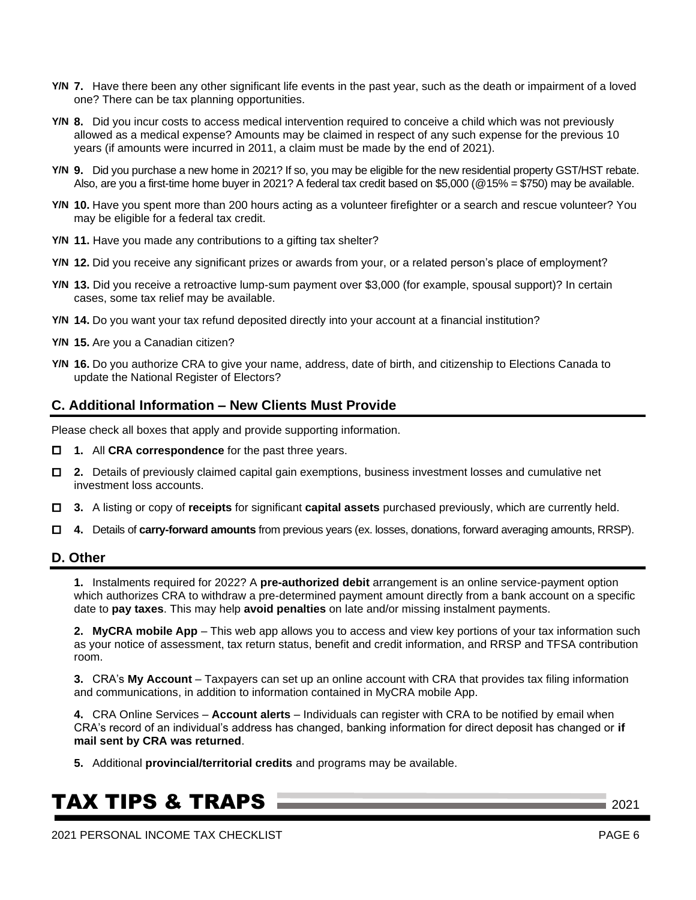**Y/N 7.** Have there been any other significant life events in the past year, such as the death or impairment of a loved one? There can be tax planning opportunities.

**Y/N 8.** Did you incur costs to access medical intervention required to conceive a child which was not previously allowed as a medical expense? Amounts may be claimed in respect of any such expense for the previous 10 years (if amounts were incurred in 2011, a claim must be made by the end of 2021).

**Y/N 9.** Did you purchase a new home in 2021? If so, you may be eligible for the new residential property GST/HST rebate. Also, are you a first-time home buyer in 2021? A federal tax credit based on $5,000 (@15% = $750) may be available.

**Y/N 10.** Have you spent more than 200 hours acting as a volunteer firefighter or a search and rescue volunteer? You may be eligible for a federal tax credit.

**Y/N 11.** Have you made any contributions to a gifting tax shelter?

**Y/N 12.** Did you receive any significant prizes or awards from your, or a related person's place of employment?

**Y/N 13.** Did you receive a retroactive lump-sum payment over $3,000 (for example, spousal support)? In certain cases, some tax relief may be available.

**Y/N 14.** Do you want your tax refund deposited directly into your account at a financial institution?

**Y/N 15.** Are you a Canadian citizen?

**Y/N 16.** Do you authorize CRA to give your name, address, date of birth, and citizenship to Elections Canada to update the National Register of Electors?

## C. Additional Information – New Clients Must Provide

Please check all boxes that apply and provide supporting information.

- ☐ **1.** All **CRA correspondence** for the past three years.
- ☐ **2.** Details of previously claimed capital gain exemptions, business investment losses and cumulative net investment loss accounts.
- ☐ **3.** A listing or copy of **receipts** for significant **capital assets** purchased previously, which are currently held.
- ☐ **4.** Details of **carry-forward amounts** from previous years (ex. losses, donations, forward averaging amounts, RRSP).

## D. Other

**1.** Instalments required for 2022? A **pre-authorized debit** arrangement is an online service-payment option which authorizes CRA to withdraw a pre-determined payment amount directly from a bank account on a specific date to **pay taxes**. This may help **avoid penalties** on late and/or missing instalment payments.

**2. MyCRA mobile App** – This web app allows you to access and view key portions of your tax information such as your notice of assessment, tax return status, benefit and credit information, and RRSP and TFSA contribution room.

**3.** CRA's **My Account** – Taxpayers can set up an online account with CRA that provides tax filing information and communications, in addition to information contained in MyCRA mobile App.

**4.** CRA Online Services – **Account alerts** – Individuals can register with CRA to be notified by email when CRA's record of an individual's address has changed, banking information for direct deposit has changed or **if mail sent by CRA was returned**.

**5.** Additional **provincial/territorial credits** and programs may be available.